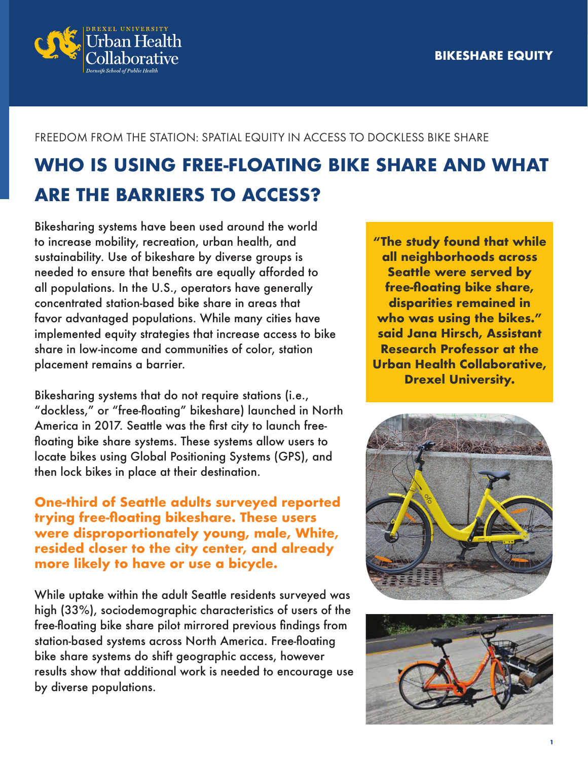Drexel University Urban Health Collaborative
Dornsife School of Public Health

BIKESHARE EQUITY

FREEDOM FROM THE STATION: SPATIAL EQUITY IN ACCESS TO DOCKLESS BIKE SHARE

# WHO IS USING FREE-FLOATING BIKE SHARE AND WHAT ARE THE BARRIERS TO ACCESS?

Bikesharing systems have been used around the world to increase mobility, recreation, urban health, and sustainability. Use of bikeshare by diverse groups is needed to ensure that benefits are equally afforded to all populations. In the U.S., operators have generally concentrated station-based bike share in areas that favor advantaged populations. While many cities have implemented equity strategies that increase access to bike share in low-income and communities of color, station placement remains a barrier.

Bikesharing systems that do not require stations (i.e., "dockless," or "free-floating" bikeshare) launched in North America in 2017. Seattle was the first city to launch free-floating bike share systems. These systems allow users to locate bikes using Global Positioning Systems (GPS), and then lock bikes in place at their destination.

**One-third of Seattle adults surveyed reported trying free-floating bikeshare. These users were disproportionately young, male, White, resided closer to the city center, and already more likely to have or use a bicycle.**

While uptake within the adult Seattle residents surveyed was high (33%), sociodemographic characteristics of users of the free-floating bike share pilot mirrored previous findings from station-based systems across North America. Free-floating bike share systems do shift geographic access, however results show that additional work is needed to encourage use by diverse populations.

**"The study found that while all neighborhoods across Seattle were served by free-floating bike share, disparities remained in who was using the bikes." said Jana Hirsch, Assistant Research Professor at the Urban Health Collaborative, Drexel University.**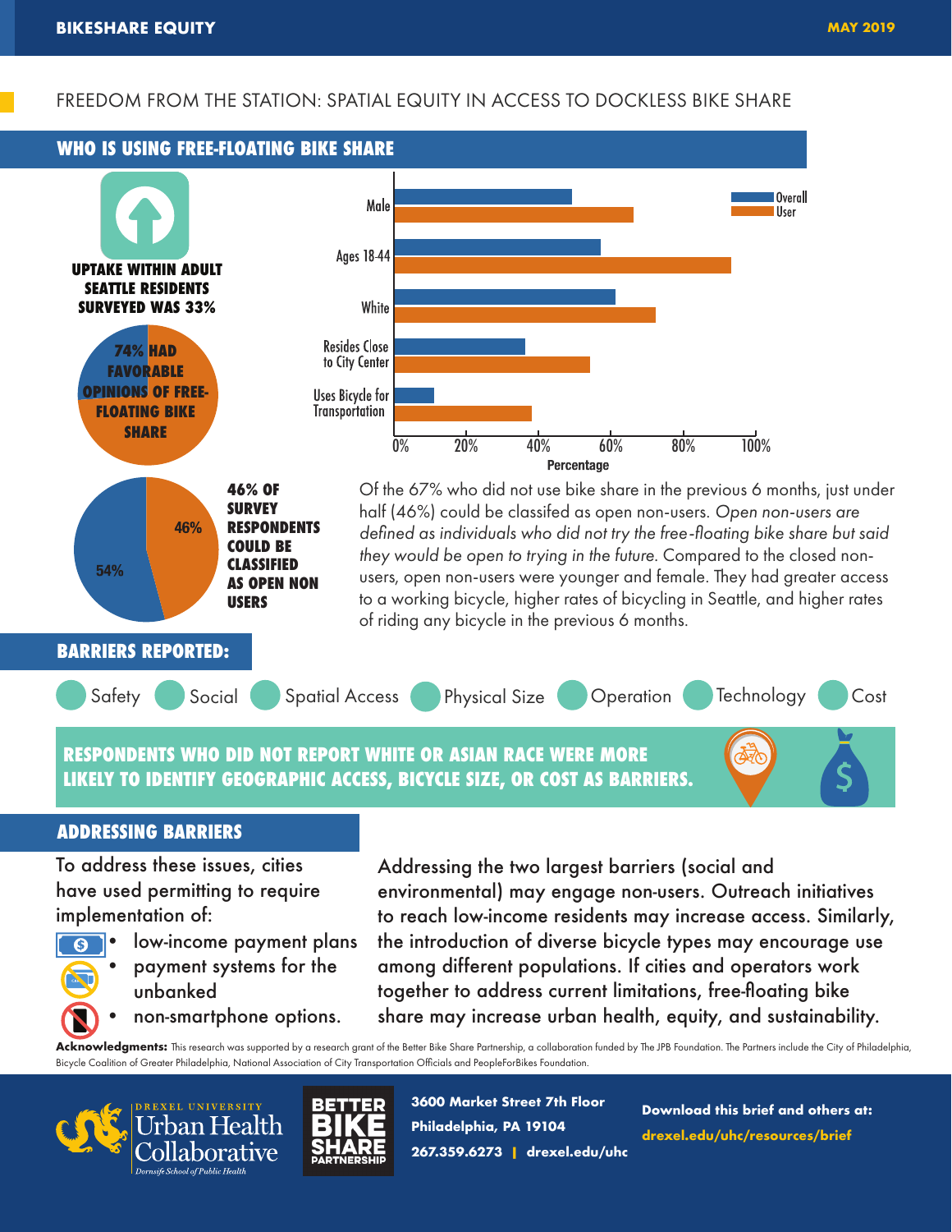FREEDOM FROM THE STATION: SPATIAL EQUITY IN ACCESS TO DOCKLESS BIKE SHARE

## WHO IS USING FREE-FLOATING BIKE SHARE

**UPTAKE WITHIN ADULT SEATTLE RESIDENTS SURVEYED WAS 33%**

**74% HAD FAVORABLE OPINIONS OF FREE-FLOATING BIKE SHARE**

Male
Ages 18-44
White
Resides Close to City Center
Uses Bicycle for Transportation
0%
20%
40%
60%
80%
100%
Percentage
Overall
User

46%
54%

**46% OF SURVEY RESPONDENTS COULD BE CLASSIFIED AS OPEN NON USERS**

Of the 67% who did not use bike share in the previous 6 months, just under half (46%) could be classified as open non-users. *Open non-users are defined as individuals who did not try the free-floating bike share but said they would be open to trying in the future.* Compared to the closed non-users, open non-users were younger and female. They had greater access to a working bicycle, higher rates of bicycling in Seattle, and higher rates of riding any bicycle in the previous 6 months.

## BARRIERS REPORTED:

Safety | Social | Spatial Access | Physical Size | Operation | Technology | Cost

**RESPONDENTS WHO DID NOT REPORT WHITE OR ASIAN RACE WERE MORE LIKELY TO IDENTIFY GEOGRAPHIC ACCESS, BICYCLE SIZE, OR COST AS BARRIERS.**

## ADDRESSING BARRIERS

To address these issues, cities have used permitting to require implementation of:

- low-income payment plans
- payment systems for the unbanked
- non-smartphone options.

Addressing the two largest barriers (social and environmental) may engage non-users. Outreach initiatives to reach low-income residents may increase access. Similarly, the introduction of diverse bicycle types may encourage use among different populations. If cities and operators work together to address current limitations, free-floating bike share may increase urban health, equity, and sustainability.

**Acknowledgments:** This research was supported by a research grant of the Better Bike Share Partnership, a collaboration funded by The JPB Foundation. The Partners include the City of Philadelphia, Bicycle Coalition of Greater Philadelphia, National Association of City Transportation Officials and PeopleForBikes Foundation.

DREXEL UNIVERSITY Urban Health Collaborative
Dornsife School of Public Health

BETTER BIKE SHARE PARTNERSHIP

**3600 Market Street 7th Floor**
**Philadelphia, PA 19104**
**267.359.6273 | drexel.edu/uhc**

**Download this brief and others at:**
**drexel.edu/uhc/resources/brief**